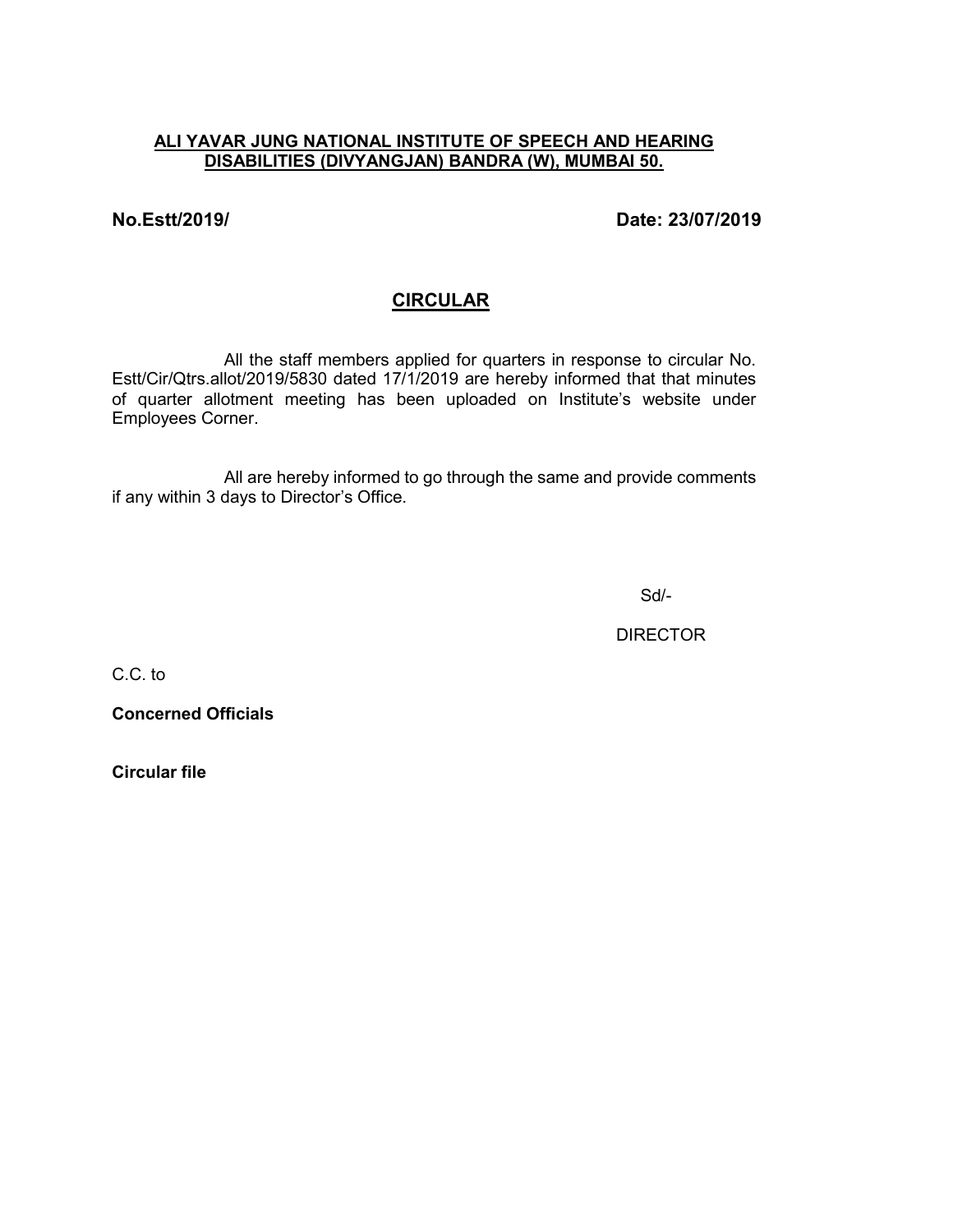**ALI YAVAR JUNG NATIONAL INSTITUTE OF SPEECH AND HEARING DISABILITIES (DIVYANGJAN) BANDRA (W), MUMBAI 50.**

**No.Estt/2019/** **Date: 23/07/2019**

## CIRCULAR

All the staff members applied for quarters in response to circular No. Estt/Cir/Qtrs.allot/2019/5830 dated 17/1/2019 are hereby informed that that minutes of quarter allotment meeting has been uploaded on Institute's website under Employees Corner.

All are hereby informed to go through the same and provide comments if any within 3 days to Director's Office.

Sd/-

DIRECTOR

C.C. to

**Concerned Officials**

**Circular file**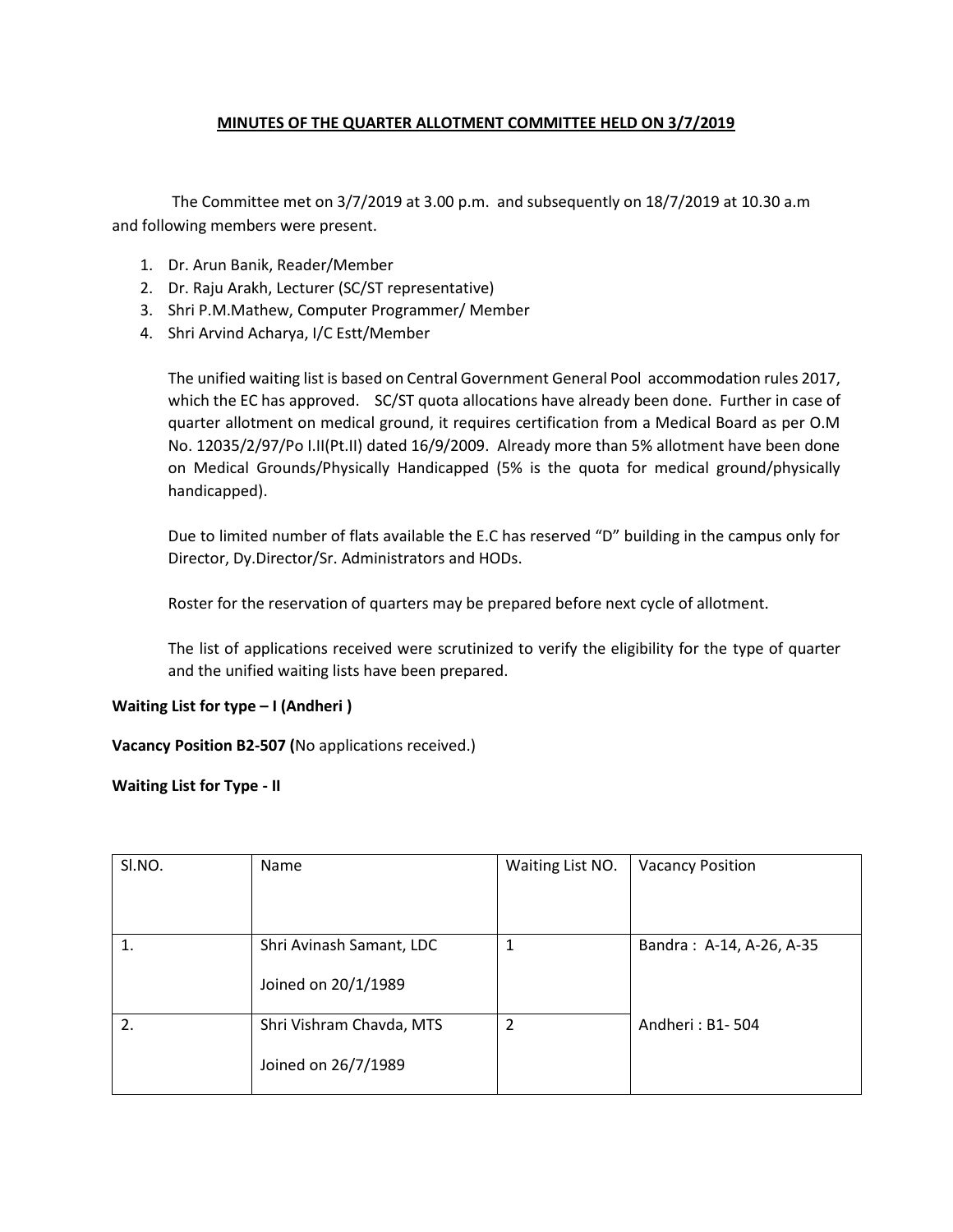**MINUTES OF THE QUARTER ALLOTMENT COMMITTEE HELD ON 3/7/2019**

The Committee met on 3/7/2019 at 3.00 p.m. and subsequently on 18/7/2019 at 10.30 a.m and following members were present.

1. Dr. Arun Banik, Reader/Member
2. Dr. Raju Arakh, Lecturer (SC/ST representative)
3. Shri P.M.Mathew, Computer Programmer/ Member
4. Shri Arvind Acharya, I/C Estt/Member

The unified waiting list is based on Central Government General Pool accommodation rules 2017, which the EC has approved. SC/ST quota allocations have already been done. Further in case of quarter allotment on medical ground, it requires certification from a Medical Board as per O.M No. 12035/2/97/Po I.II(Pt.II) dated 16/9/2009. Already more than 5% allotment have been done on Medical Grounds/Physically Handicapped (5% is the quota for medical ground/physically handicapped).

Due to limited number of flats available the E.C has reserved "D" building in the campus only for Director, Dy.Director/Sr. Administrators and HODs.

Roster for the reservation of quarters may be prepared before next cycle of allotment.

The list of applications received were scrutinized to verify the eligibility for the type of quarter and the unified waiting lists have been prepared.

**Waiting List for type – I (Andheri )**

**Vacancy Position B2-507 (**No applications received.)

**Waiting List for Type - II**

| Sl.NO. | Name | Waiting List NO. | Vacancy Position |
|---|---|---|---|
| 1. | Shri Avinash Samant, LDC<br>Joined on 20/1/1989 | 1 | Bandra : A-14, A-26, A-35 |
| 2. | Shri Vishram Chavda, MTS<br>Joined on 26/7/1989 | 2 | Andheri : B1- 504 |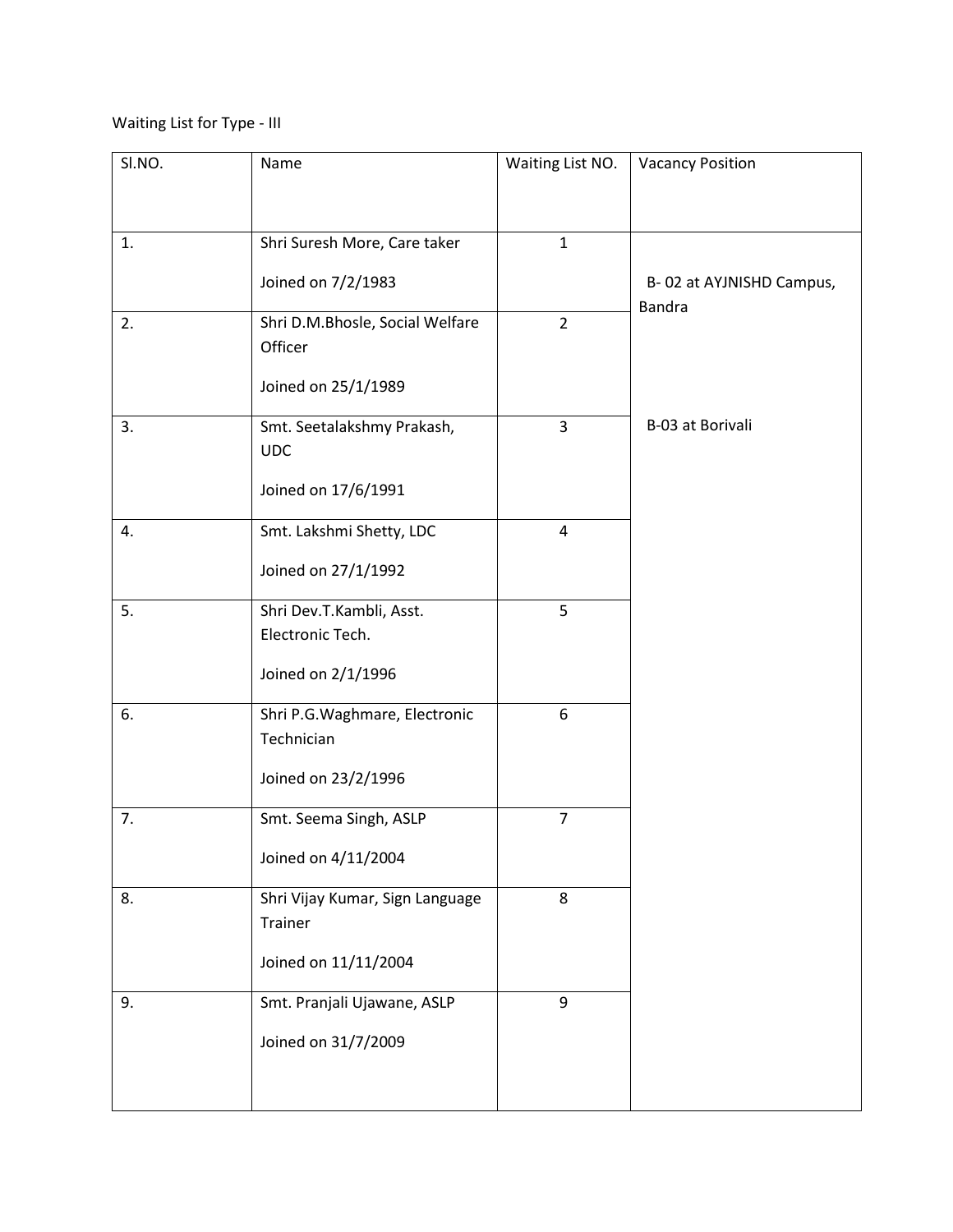Waiting List for Type - III

| Sl.NO. | Name | Waiting List NO. | Vacancy Position |
|---|---|---|---|
| 1. | Shri Suresh More, Care taker<br>Joined on 7/2/1983 | 1 | B- 02 at AYJNISHD Campus, Bandra |
| 2. | Shri D.M.Bhosle, Social Welfare Officer<br>Joined on 25/1/1989 | 2 | |
| 3. | Smt. Seetalakshmy Prakash, UDC<br>Joined on 17/6/1991 | 3 | B-03 at Borivali |
| 4. | Smt. Lakshmi Shetty, LDC<br>Joined on 27/1/1992 | 4 | |
| 5. | Shri Dev.T.Kambli, Asst. Electronic Tech.<br>Joined on 2/1/1996 | 5 | |
| 6. | Shri P.G.Waghmare, Electronic Technician<br>Joined on 23/2/1996 | 6 | |
| 7. | Smt. Seema Singh, ASLP<br>Joined on 4/11/2004 | 7 | |
| 8. | Shri Vijay Kumar, Sign Language Trainer<br>Joined on 11/11/2004 | 8 | |
| 9. | Smt. Pranjali Ujawane, ASLP<br>Joined on 31/7/2009 | 9 | |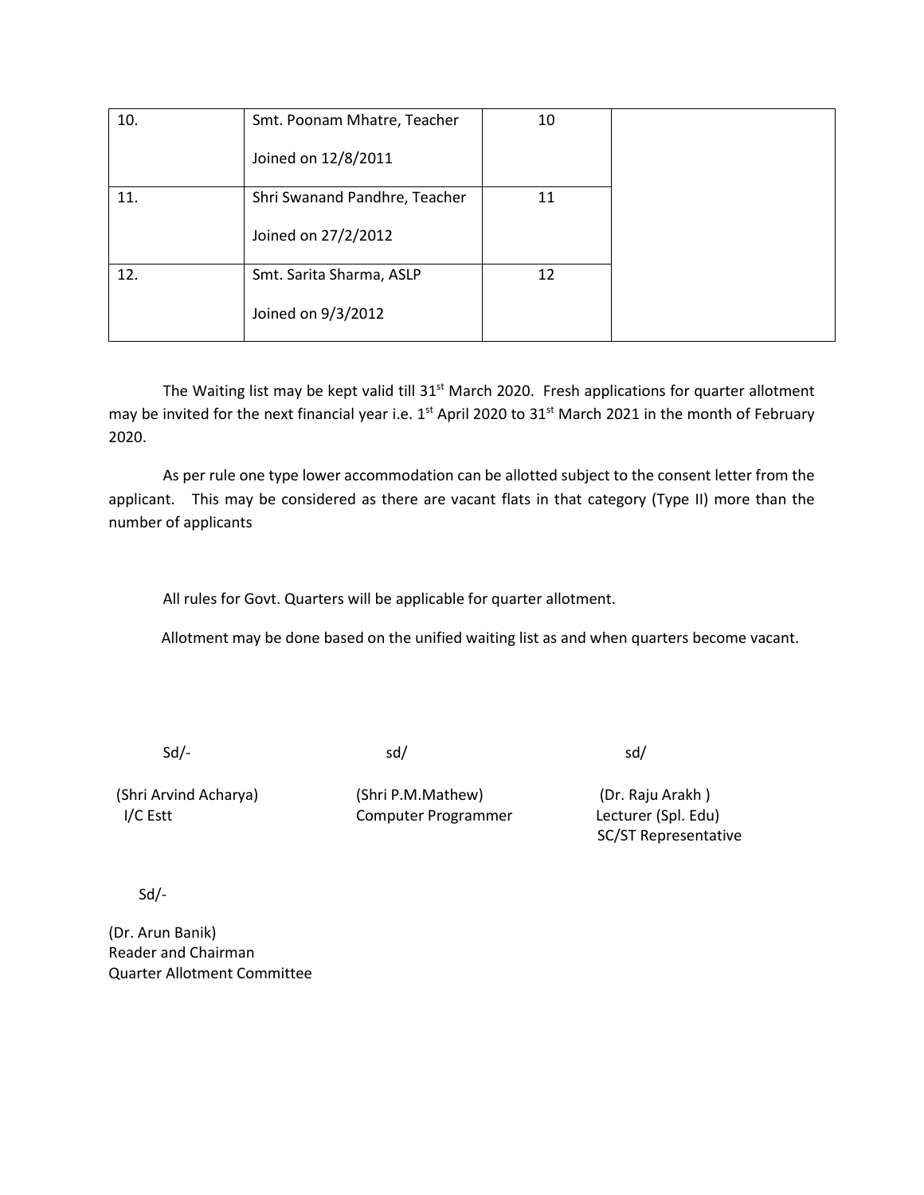| | | | |
|---|---|---|---|
| 10. | Smt. Poonam Mhatre, Teacher<br><br>Joined on 12/8/2011 | 10 | |
| 11. | Shri Swanand Pandhre, Teacher<br><br>Joined on 27/2/2012 | 11 | |
| 12. | Smt. Sarita Sharma, ASLP<br><br>Joined on 9/3/2012 | 12 | |

The Waiting list may be kept valid till 31st March 2020. Fresh applications for quarter allotment may be invited for the next financial year i.e. 1st April 2020 to 31st March 2021 in the month of February 2020.

As per rule one type lower accommodation can be allotted subject to the consent letter from the applicant. This may be considered as there are vacant flats in that category (Type II) more than the number of applicants

All rules for Govt. Quarters will be applicable for quarter allotment.

Allotment may be done based on the unified waiting list as and when quarters become vacant.

Sd/-

(Shri Arvind Acharya)
I/C Estt

sd/

(Shri P.M.Mathew)
Computer Programmer

sd/

(Dr. Raju Arakh )
Lecturer (Spl. Edu)
SC/ST Representative

Sd/-

(Dr. Arun Banik)
Reader and Chairman
Quarter Allotment Committee